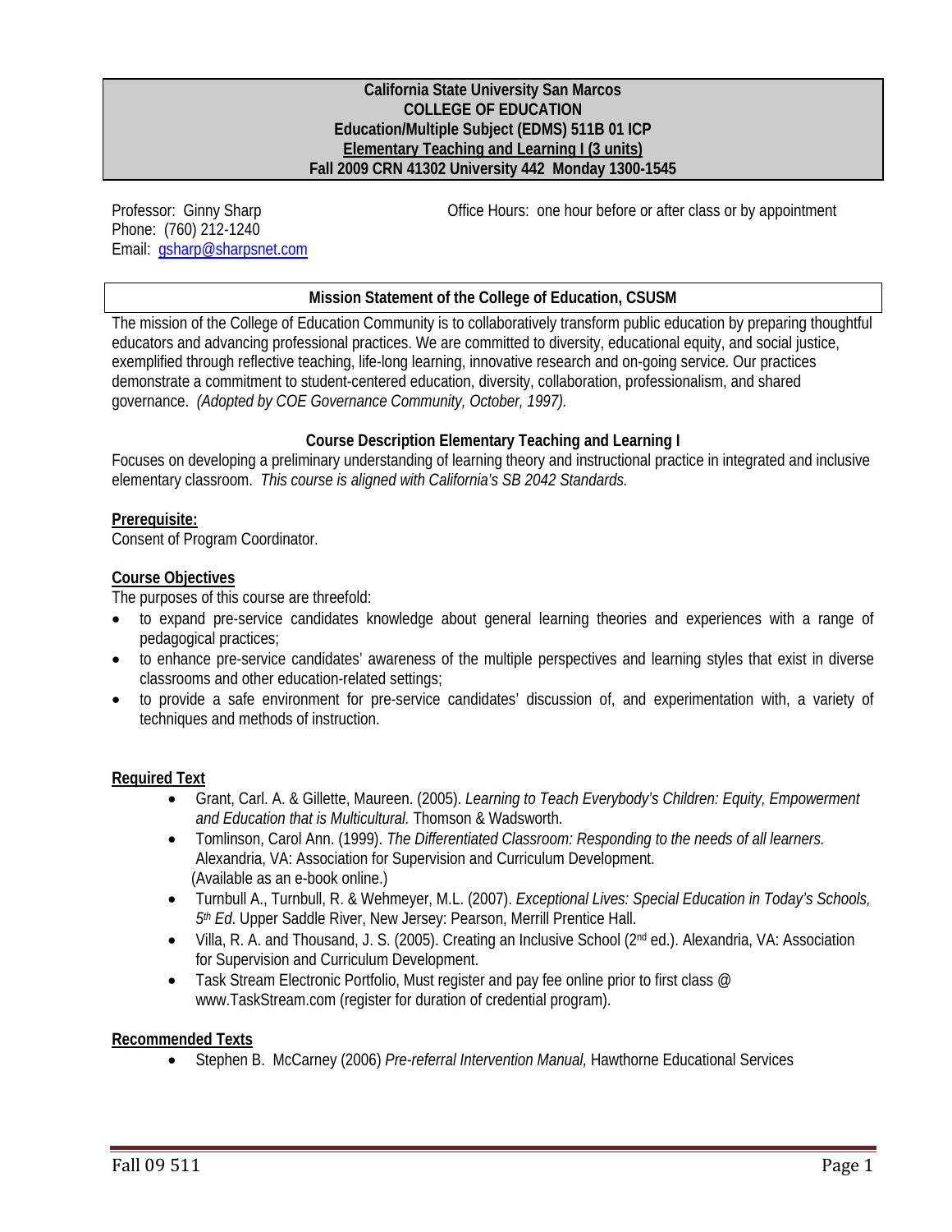**California State University San Marcos**
**COLLEGE OF EDUCATION**
**Education/Multiple Subject (EDMS) 511B 01 ICP**
**Elementary Teaching and Learning I (3 units)**
**Fall 2009 CRN 41302 University 442 Monday 1300-1545**

Professor: Ginny Sharp
Phone: (760) 212-1240
Email: gsharp@sharpsnet.com

Office Hours: one hour before or after class or by appointment

## Mission Statement of the College of Education, CSUSM

The mission of the College of Education Community is to collaboratively transform public education by preparing thoughtful educators and advancing professional practices. We are committed to diversity, educational equity, and social justice, exemplified through reflective teaching, life-long learning, innovative research and on-going service. Our practices demonstrate a commitment to student-centered education, diversity, collaboration, professionalism, and shared governance. *(Adopted by COE Governance Community, October, 1997).*

## Course Description Elementary Teaching and Learning I

Focuses on developing a preliminary understanding of learning theory and instructional practice in integrated and inclusive elementary classroom. *This course is aligned with California's SB 2042 Standards.*

### Prerequisite:

Consent of Program Coordinator.

### Course Objectives

The purposes of this course are threefold:

- to expand pre-service candidates knowledge about general learning theories and experiences with a range of pedagogical practices;
- to enhance pre-service candidates' awareness of the multiple perspectives and learning styles that exist in diverse classrooms and other education-related settings;
- to provide a safe environment for pre-service candidates' discussion of, and experimentation with, a variety of techniques and methods of instruction.

### Required Text

- Grant, Carl. A. & Gillette, Maureen. (2005). *Learning to Teach Everybody's Children: Equity, Empowerment and Education that is Multicultural.* Thomson & Wadsworth.
- Tomlinson, Carol Ann. (1999). *The Differentiated Classroom: Responding to the needs of all learners.* Alexandria, VA: Association for Supervision and Curriculum Development. (Available as an e-book online.)
- Turnbull A., Turnbull, R. & Wehmeyer, M.L. (2007). *Exceptional Lives: Special Education in Today's Schools, 5th Ed*. Upper Saddle River, New Jersey: Pearson, Merrill Prentice Hall.
- Villa, R. A. and Thousand, J. S. (2005). Creating an Inclusive School (2nd ed.). Alexandria, VA: Association for Supervision and Curriculum Development.
- Task Stream Electronic Portfolio, Must register and pay fee online prior to first class @ www.TaskStream.com (register for duration of credential program).

### Recommended Texts

- Stephen B. McCarney (2006) *Pre-referral Intervention Manual,* Hawthorne Educational Services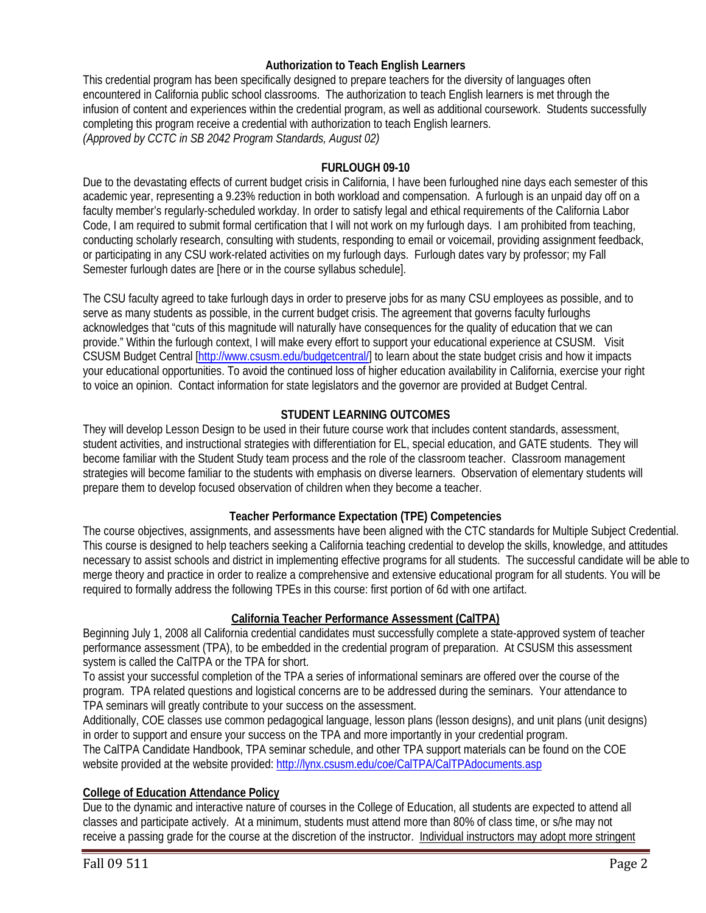## Authorization to Teach English Learners

This credential program has been specifically designed to prepare teachers for the diversity of languages often encountered in California public school classrooms. The authorization to teach English learners is met through the infusion of content and experiences within the credential program, as well as additional coursework. Students successfully completing this program receive a credential with authorization to teach English learners.
*(Approved by CCTC in SB 2042 Program Standards, August 02)*

## FURLOUGH 09-10

Due to the devastating effects of current budget crisis in California, I have been furloughed nine days each semester of this academic year, representing a 9.23% reduction in both workload and compensation. A furlough is an unpaid day off on a faculty member's regularly-scheduled workday. In order to satisfy legal and ethical requirements of the California Labor Code, I am required to submit formal certification that I will not work on my furlough days. I am prohibited from teaching, conducting scholarly research, consulting with students, responding to email or voicemail, providing assignment feedback, or participating in any CSU work-related activities on my furlough days. Furlough dates vary by professor; my Fall Semester furlough dates are [here or in the course syllabus schedule].

The CSU faculty agreed to take furlough days in order to preserve jobs for as many CSU employees as possible, and to serve as many students as possible, in the current budget crisis. The agreement that governs faculty furloughs acknowledges that "cuts of this magnitude will naturally have consequences for the quality of education that we can provide." Within the furlough context, I will make every effort to support your educational experience at CSUSM. Visit CSUSM Budget Central [http://www.csusm.edu/budgetcentral/] to learn about the state budget crisis and how it impacts your educational opportunities. To avoid the continued loss of higher education availability in California, exercise your right to voice an opinion. Contact information for state legislators and the governor are provided at Budget Central.

## STUDENT LEARNING OUTCOMES

They will develop Lesson Design to be used in their future course work that includes content standards, assessment, student activities, and instructional strategies with differentiation for EL, special education, and GATE students. They will become familiar with the Student Study team process and the role of the classroom teacher. Classroom management strategies will become familiar to the students with emphasis on diverse learners. Observation of elementary students will prepare them to develop focused observation of children when they become a teacher.

## Teacher Performance Expectation (TPE) Competencies

The course objectives, assignments, and assessments have been aligned with the CTC standards for Multiple Subject Credential. This course is designed to help teachers seeking a California teaching credential to develop the skills, knowledge, and attitudes necessary to assist schools and district in implementing effective programs for all students. The successful candidate will be able to merge theory and practice in order to realize a comprehensive and extensive educational program for all students. You will be required to formally address the following TPEs in this course: first portion of 6d with one artifact.

## California Teacher Performance Assessment (CalTPA)

Beginning July 1, 2008 all California credential candidates must successfully complete a state-approved system of teacher performance assessment (TPA), to be embedded in the credential program of preparation. At CSUSM this assessment system is called the CalTPA or the TPA for short.

To assist your successful completion of the TPA a series of informational seminars are offered over the course of the program. TPA related questions and logistical concerns are to be addressed during the seminars. Your attendance to TPA seminars will greatly contribute to your success on the assessment.

Additionally, COE classes use common pedagogical language, lesson plans (lesson designs), and unit plans (unit designs) in order to support and ensure your success on the TPA and more importantly in your credential program.

The CalTPA Candidate Handbook, TPA seminar schedule, and other TPA support materials can be found on the COE website provided at the website provided: http://lynx.csusm.edu/coe/CalTPA/CalTPAdocuments.asp

### College of Education Attendance Policy

Due to the dynamic and interactive nature of courses in the College of Education, all students are expected to attend all classes and participate actively. At a minimum, students must attend more than 80% of class time, or s/he may not receive a passing grade for the course at the discretion of the instructor. Individual instructors may adopt more stringent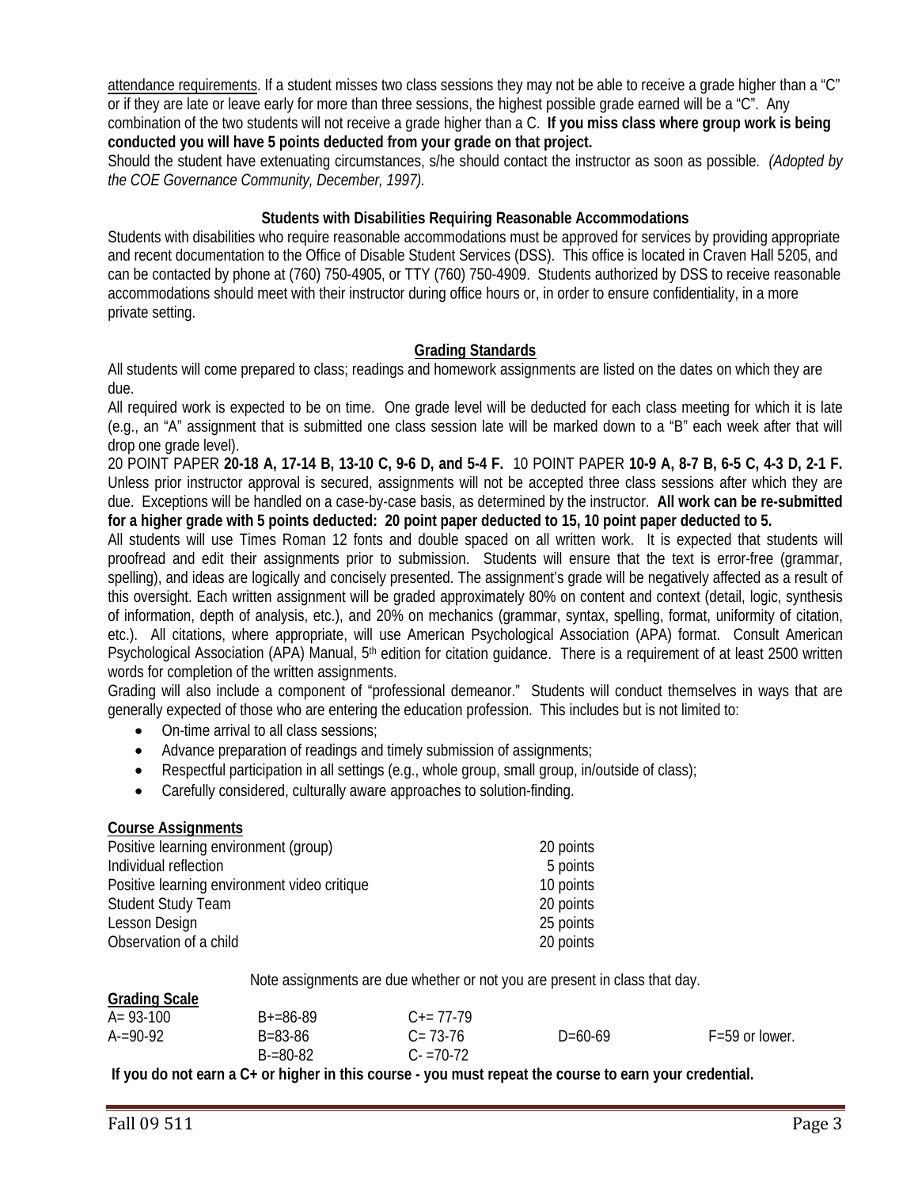<u>attendance requirements</u>. If a student misses two class sessions they may not be able to receive a grade higher than a "C" or if they are late or leave early for more than three sessions, the highest possible grade earned will be a "C". Any combination of the two students will not receive a grade higher than a C. **If you miss class where group work is being conducted you will have 5 points deducted from your grade on that project.**

Should the student have extenuating circumstances, s/he should contact the instructor as soon as possible. *(Adopted by the COE Governance Community, December, 1997).*

**Students with Disabilities Requiring Reasonable Accommodations**

Students with disabilities who require reasonable accommodations must be approved for services by providing appropriate and recent documentation to the Office of Disable Student Services (DSS). This office is located in Craven Hall 5205, and can be contacted by phone at (760) 750-4905, or TTY (760) 750-4909. Students authorized by DSS to receive reasonable accommodations should meet with their instructor during office hours or, in order to ensure confidentiality, in a more private setting.

**<u>Grading Standards</u>**

All students will come prepared to class; readings and homework assignments are listed on the dates on which they are due.

All required work is expected to be on time. One grade level will be deducted for each class meeting for which it is late (e.g., an "A" assignment that is submitted one class session late will be marked down to a "B" each week after that will drop one grade level).

20 POINT PAPER **20-18 A, 17-14 B, 13-10 C, 9-6 D, and 5-4 F.** 10 POINT PAPER **10-9 A, 8-7 B, 6-5 C, 4-3 D, 2-1 F.** Unless prior instructor approval is secured, assignments will not be accepted three class sessions after which they are due. Exceptions will be handled on a case-by-case basis, as determined by the instructor. **All work can be re-submitted for a higher grade with 5 points deducted: 20 point paper deducted to 15, 10 point paper deducted to 5.**

All students will use Times Roman 12 fonts and double spaced on all written work. It is expected that students will proofread and edit their assignments prior to submission. Students will ensure that the text is error-free (grammar, spelling), and ideas are logically and concisely presented. The assignment's grade will be negatively affected as a result of this oversight. Each written assignment will be graded approximately 80% on content and context (detail, logic, synthesis of information, depth of analysis, etc.), and 20% on mechanics (grammar, syntax, spelling, format, uniformity of citation, etc.). All citations, where appropriate, will use American Psychological Association (APA) format. Consult American Psychological Association (APA) Manual, 5th edition for citation guidance. There is a requirement of at least 2500 written words for completion of the written assignments.

Grading will also include a component of "professional demeanor." Students will conduct themselves in ways that are generally expected of those who are entering the education profession. This includes but is not limited to:

- On-time arrival to all class sessions;
- Advance preparation of readings and timely submission of assignments;
- Respectful participation in all settings (e.g., whole group, small group, in/outside of class);
- Carefully considered, culturally aware approaches to solution-finding.

**<u>Course Assignments</u>**

| | |
|---|---|
| Positive learning environment (group) | 20 points |
| Individual reflection | 5 points |
| Positive learning environment video critique | 10 points |
| Student Study Team | 20 points |
| Lesson Design | 25 points |
| Observation of a child | 20 points |

Note assignments are due whether or not you are present in class that day.

**<u>Grading Scale</u>**

| | | | | |
|---|---|---|---|---|
| A= 93-100 | B+=86-89 | C+= 77-79 | | |
| A-=90-92 | B=83-86 | C= 73-76 | D=60-69 | F=59 or lower. |
| | B-=80-82 | C- =70-72 | | |

**If you do not earn a C+ or higher in this course - you must repeat the course to earn your credential.**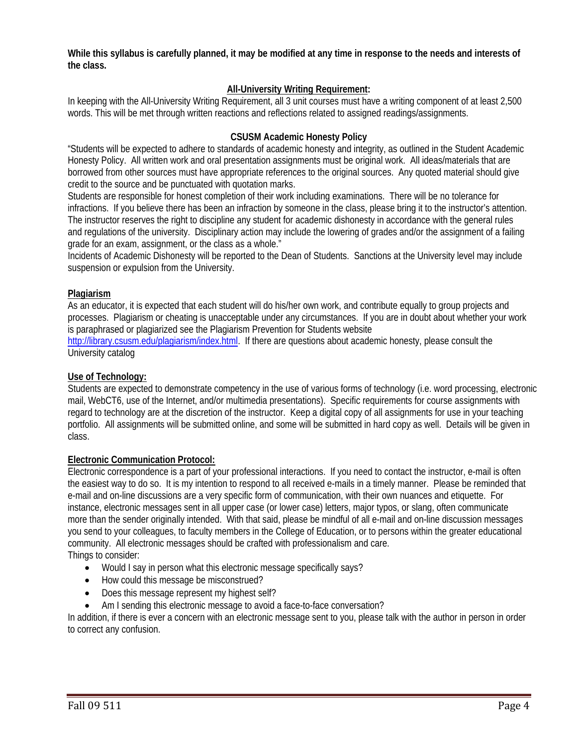**While this syllabus is carefully planned, it may be modified at any time in response to the needs and interests of the class.**

## All-University Writing Requirement:

In keeping with the All-University Writing Requirement, all 3 unit courses must have a writing component of at least 2,500 words. This will be met through written reactions and reflections related to assigned readings/assignments.

## CSUSM Academic Honesty Policy

"Students will be expected to adhere to standards of academic honesty and integrity, as outlined in the Student Academic Honesty Policy. All written work and oral presentation assignments must be original work. All ideas/materials that are borrowed from other sources must have appropriate references to the original sources. Any quoted material should give credit to the source and be punctuated with quotation marks.

Students are responsible for honest completion of their work including examinations. There will be no tolerance for infractions. If you believe there has been an infraction by someone in the class, please bring it to the instructor's attention. The instructor reserves the right to discipline any student for academic dishonesty in accordance with the general rules and regulations of the university. Disciplinary action may include the lowering of grades and/or the assignment of a failing grade for an exam, assignment, or the class as a whole."

Incidents of Academic Dishonesty will be reported to the Dean of Students. Sanctions at the University level may include suspension or expulsion from the University.

### Plagiarism

As an educator, it is expected that each student will do his/her own work, and contribute equally to group projects and processes. Plagiarism or cheating is unacceptable under any circumstances. If you are in doubt about whether your work is paraphrased or plagiarized see the Plagiarism Prevention for Students website http://library.csusm.edu/plagiarism/index.html. If there are questions about academic honesty, please consult the University catalog

### Use of Technology:

Students are expected to demonstrate competency in the use of various forms of technology (i.e. word processing, electronic mail, WebCT6, use of the Internet, and/or multimedia presentations). Specific requirements for course assignments with regard to technology are at the discretion of the instructor. Keep a digital copy of all assignments for use in your teaching portfolio. All assignments will be submitted online, and some will be submitted in hard copy as well. Details will be given in class.

### Electronic Communication Protocol:

Electronic correspondence is a part of your professional interactions. If you need to contact the instructor, e-mail is often the easiest way to do so. It is my intention to respond to all received e-mails in a timely manner. Please be reminded that e-mail and on-line discussions are a very specific form of communication, with their own nuances and etiquette. For instance, electronic messages sent in all upper case (or lower case) letters, major typos, or slang, often communicate more than the sender originally intended. With that said, please be mindful of all e-mail and on-line discussion messages you send to your colleagues, to faculty members in the College of Education, or to persons within the greater educational community. All electronic messages should be crafted with professionalism and care.

Things to consider:

- Would I say in person what this electronic message specifically says?
- How could this message be misconstrued?
- Does this message represent my highest self?
- Am I sending this electronic message to avoid a face-to-face conversation?

In addition, if there is ever a concern with an electronic message sent to you, please talk with the author in person in order to correct any confusion.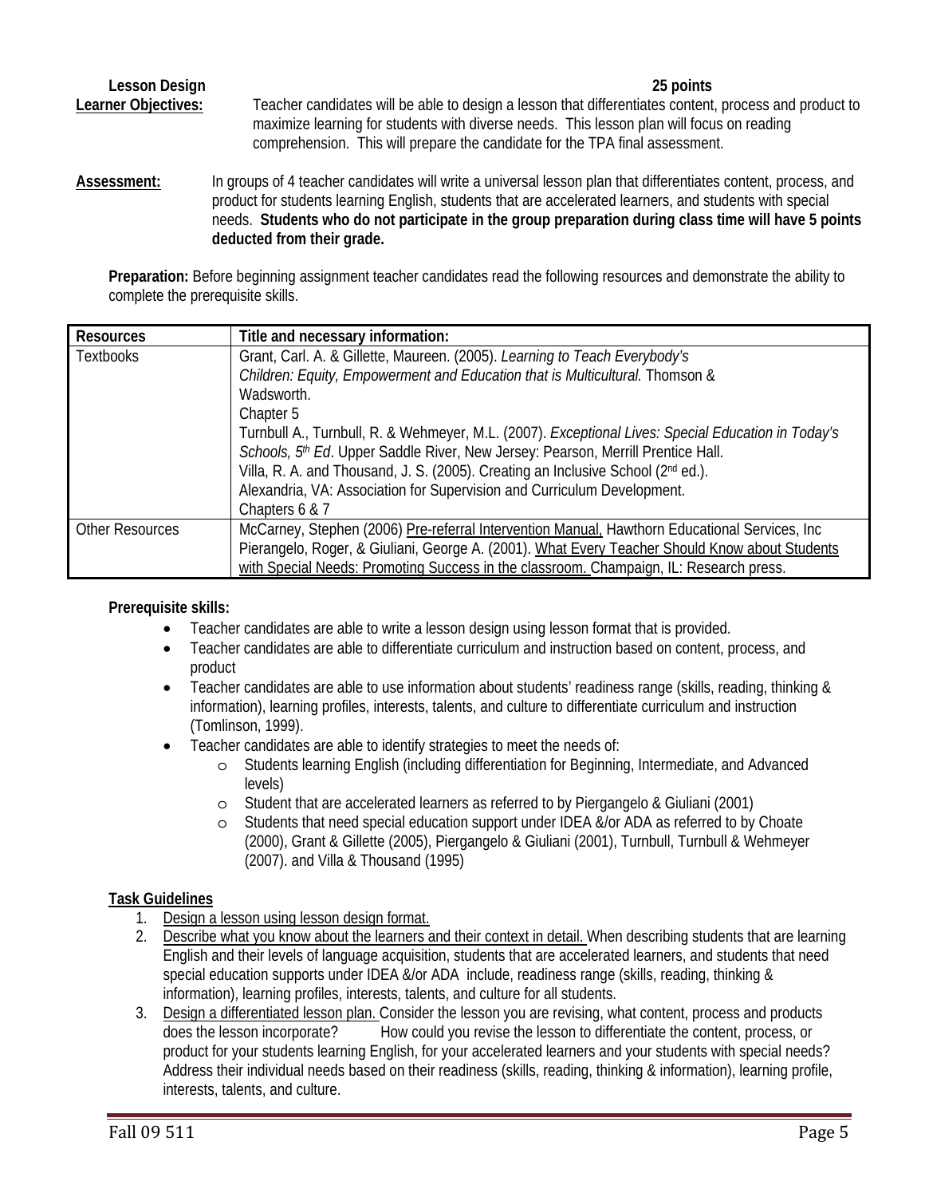**Lesson Design** **25 points**

**Learner Objectives:** Teacher candidates will be able to design a lesson that differentiates content, process and product to maximize learning for students with diverse needs. This lesson plan will focus on reading comprehension. This will prepare the candidate for the TPA final assessment.

**Assessment:** In groups of 4 teacher candidates will write a universal lesson plan that differentiates content, process, and product for students learning English, students that are accelerated learners, and students with special needs. **Students who do not participate in the group preparation during class time will have 5 points deducted from their grade.**

**Preparation:** Before beginning assignment teacher candidates read the following resources and demonstrate the ability to complete the prerequisite skills.

| Resources | Title and necessary information: |
|---|---|
| Textbooks | Grant, Carl. A. & Gillette, Maureen. (2005). *Learning to Teach Everybody's Children: Equity, Empowerment and Education that is Multicultural.* Thomson & Wadsworth.<br>Chapter 5<br>Turnbull A., Turnbull, R. & Wehmeyer, M.L. (2007). *Exceptional Lives: Special Education in Today's Schools, 5th Ed*. Upper Saddle River, New Jersey: Pearson, Merrill Prentice Hall.<br>Villa, R. A. and Thousand, J. S. (2005). Creating an Inclusive School (2nd ed.).<br>Alexandria, VA: Association for Supervision and Curriculum Development.<br>Chapters 6 & 7 |
| Other Resources | McCarney, Stephen (2006) Pre-referral Intervention Manual, Hawthorn Educational Services, Inc<br>Pierangelo, Roger, & Giuliani, George A. (2001). What Every Teacher Should Know about Students with Special Needs: Promoting Success in the classroom. Champaign, IL: Research press. |

**Prerequisite skills:**

- Teacher candidates are able to write a lesson design using lesson format that is provided.
- Teacher candidates are able to differentiate curriculum and instruction based on content, process, and product
- Teacher candidates are able to use information about students' readiness range (skills, reading, thinking & information), learning profiles, interests, talents, and culture to differentiate curriculum and instruction (Tomlinson, 1999).
- Teacher candidates are able to identify strategies to meet the needs of:
  - Students learning English (including differentiation for Beginning, Intermediate, and Advanced levels)
  - Student that are accelerated learners as referred to by Piergangelo & Giuliani (2001)
  - Students that need special education support under IDEA &/or ADA as referred to by Choate (2000), Grant & Gillette (2005), Piergangelo & Giuliani (2001), Turnbull, Turnbull & Wehmeyer (2007). and Villa & Thousand (1995)

**Task Guidelines**

1. Design a lesson using lesson design format.
2. Describe what you know about the learners and their context in detail. When describing students that are learning English and their levels of language acquisition, students that are accelerated learners, and students that need special education supports under IDEA &/or ADA include, readiness range (skills, reading, thinking & information), learning profiles, interests, talents, and culture for all students.
3. Design a differentiated lesson plan. Consider the lesson you are revising, what content, process and products does the lesson incorporate? How could you revise the lesson to differentiate the content, process, or product for your students learning English, for your accelerated learners and your students with special needs? Address their individual needs based on their readiness (skills, reading, thinking & information), learning profile, interests, talents, and culture.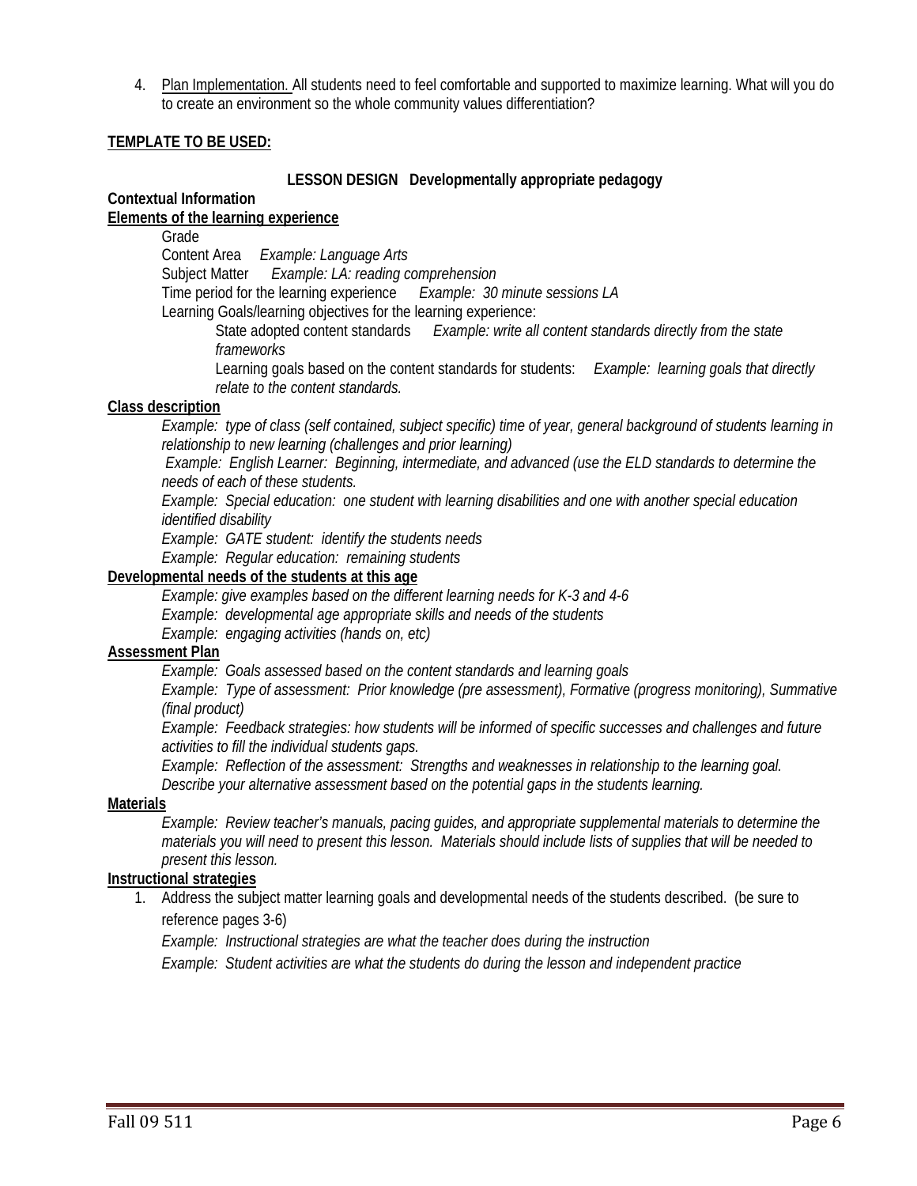4. Plan Implementation. All students need to feel comfortable and supported to maximize learning. What will you do to create an environment so the whole community values differentiation?

**TEMPLATE TO BE USED:**

**LESSON DESIGN   Developmentally appropriate pedagogy**

**Contextual Information**

**Elements of the learning experience**

Grade

Content Area   *Example: Language Arts*

Subject Matter   *Example: LA: reading comprehension*

Time period for the learning experience   *Example: 30 minute sessions LA*

Learning Goals/learning objectives for the learning experience:

State adopted content standards   *Example: write all content standards directly from the state frameworks*

Learning goals based on the content standards for students:   *Example: learning goals that directly relate to the content standards.*

**Class description**

*Example: type of class (self contained, subject specific) time of year, general background of students learning in relationship to new learning (challenges and prior learning)*

*Example: English Learner: Beginning, intermediate, and advanced (use the ELD standards to determine the needs of each of these students.*

*Example: Special education: one student with learning disabilities and one with another special education identified disability*

*Example: GATE student: identify the students needs*

*Example: Regular education: remaining students*

**Developmental needs of the students at this age**

*Example: give examples based on the different learning needs for K-3 and 4-6*

*Example: developmental age appropriate skills and needs of the students*

*Example: engaging activities (hands on, etc)*

**Assessment Plan**

*Example: Goals assessed based on the content standards and learning goals*

*Example: Type of assessment: Prior knowledge (pre assessment), Formative (progress monitoring), Summative (final product)*

*Example: Feedback strategies: how students will be informed of specific successes and challenges and future activities to fill the individual students gaps.*

*Example: Reflection of the assessment: Strengths and weaknesses in relationship to the learning goal. Describe your alternative assessment based on the potential gaps in the students learning.*

**Materials**

*Example: Review teacher's manuals, pacing guides, and appropriate supplemental materials to determine the materials you will need to present this lesson. Materials should include lists of supplies that will be needed to present this lesson.*

**Instructional strategies**

1. Address the subject matter learning goals and developmental needs of the students described. (be sure to reference pages 3-6)

   *Example: Instructional strategies are what the teacher does during the instruction*

   *Example: Student activities are what the students do during the lesson and independent practice*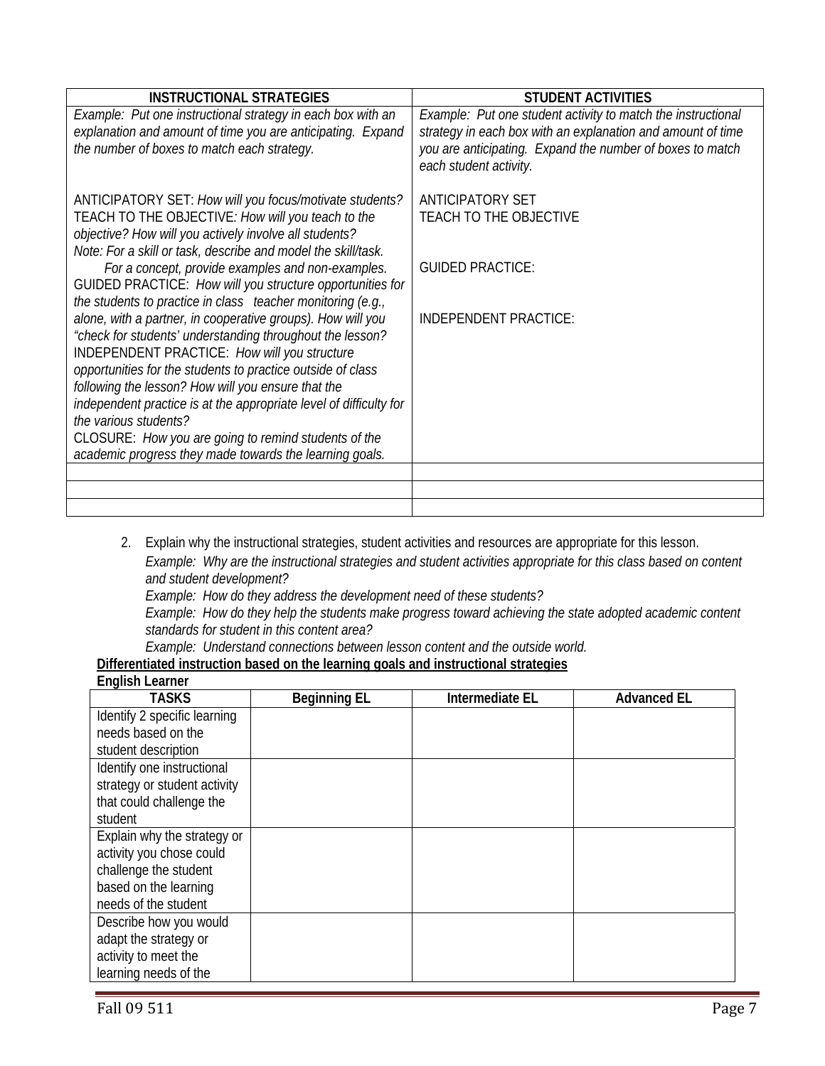| INSTRUCTIONAL STRATEGIES | STUDENT ACTIVITIES |
|---|---|
| *Example: Put one instructional strategy in each box with an explanation and amount of time you are anticipating. Expand the number of boxes to match each strategy.*<br><br>ANTICIPATORY SET: *How will you focus/motivate students?*<br>TEACH TO THE OBJECTIVE*: How will you teach to the objective? How will you actively involve all students?*<br>*Note: For a skill or task, describe and model the skill/task.*<br>*For a concept, provide examples and non-examples.*<br>GUIDED PRACTICE: *How will you structure opportunities for the students to practice in class teacher monitoring (e.g., alone, with a partner, in cooperative groups). How will you "check for students' understanding throughout the lesson?*<br>INDEPENDENT PRACTICE: *How will you structure opportunities for the students to practice outside of class following the lesson? How will you ensure that the independent practice is at the appropriate level of difficulty for the various students?*<br>CLOSURE: *How you are going to remind students of the academic progress they made towards the learning goals.* | *Example: Put one student activity to match the instructional strategy in each box with an explanation and amount of time you are anticipating. Expand the number of boxes to match each student activity.*<br><br>ANTICIPATORY SET<br>TEACH TO THE OBJECTIVE<br><br>GUIDED PRACTICE:<br><br>INDEPENDENT PRACTICE: |
| | |
| | |
| | |

2. Explain why the instructional strategies, student activities and resources are appropriate for this lesson.
   *Example: Why are the instructional strategies and student activities appropriate for this class based on content and student development?*
   *Example: How do they address the development need of these students?*
   *Example: How do they help the students make progress toward achieving the state adopted academic content standards for student in this content area?*
   *Example: Understand connections between lesson content and the outside world.*

**Differentiated instruction based on the learning goals and instructional strategies**

**English Learner**

| TASKS | Beginning EL | Intermediate EL | Advanced EL |
|---|---|---|---|
| Identify 2 specific learning needs based on the student description | | | |
| Identify one instructional strategy or student activity that could challenge the student | | | |
| Explain why the strategy or activity you chose could challenge the student based on the learning needs of the student | | | |
| Describe how you would adapt the strategy or activity to meet the learning needs of the | | | |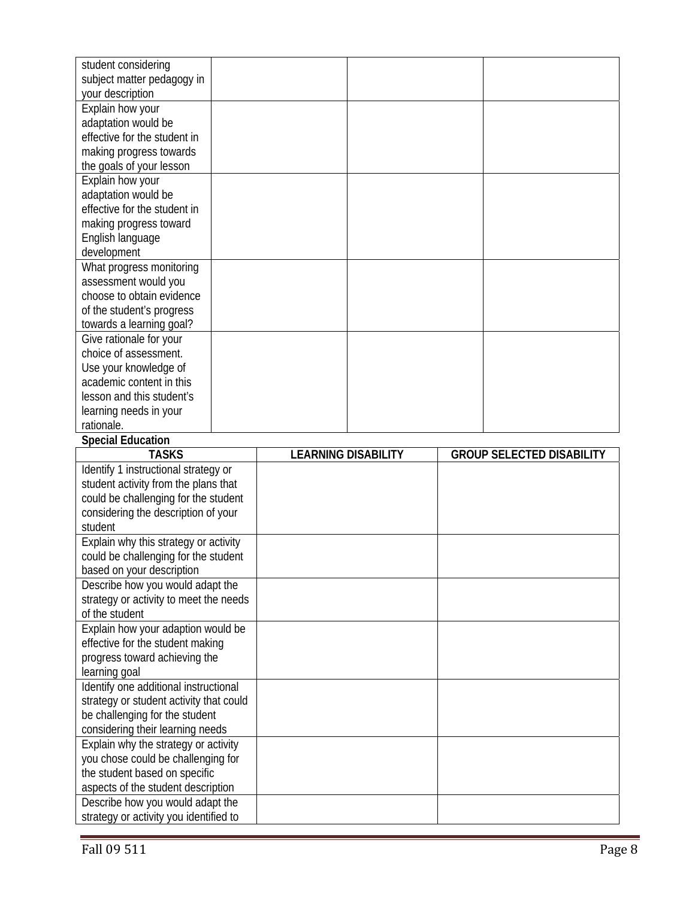| | | | |
|---|---|---|---|
| student considering subject matter pedagogy in your description | | | |
| Explain how your adaptation would be effective for the student in making progress towards the goals of your lesson | | | |
| Explain how your adaptation would be effective for the student in making progress toward English language development | | | |
| What progress monitoring assessment would you choose to obtain evidence of the student's progress towards a learning goal? | | | |
| Give rationale for your choice of assessment. Use your knowledge of academic content in this lesson and this student's learning needs in your rationale. | | | |

**Special Education**

| TASKS | LEARNING DISABILITY | GROUP SELECTED DISABILITY |
|---|---|---|
| Identify 1 instructional strategy or student activity from the plans that could be challenging for the student considering the description of your student | | |
| Explain why this strategy or activity could be challenging for the student based on your description | | |
| Describe how you would adapt the strategy or activity to meet the needs of the student | | |
| Explain how your adaption would be effective for the student making progress toward achieving the learning goal | | |
| Identify one additional instructional strategy or student activity that could be challenging for the student considering their learning needs | | |
| Explain why the strategy or activity you chose could be challenging for the student based on specific aspects of the student description | | |
| Describe how you would adapt the strategy or activity you identified to | | |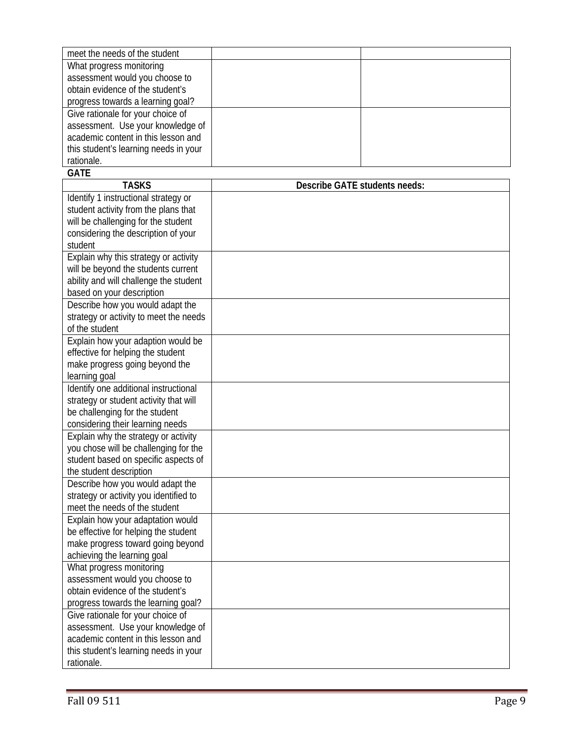| | | |
|---|---|---|
| meet the needs of the student | | |
| What progress monitoring assessment would you choose to obtain evidence of the student's progress towards a learning goal? | | |
| Give rationale for your choice of assessment. Use your knowledge of academic content in this lesson and this student's learning needs in your rationale. | | |

**GATE**

| TASKS | Describe GATE students needs: |
|---|---|
| Identify 1 instructional strategy or student activity from the plans that will be challenging for the student considering the description of your student | |
| Explain why this strategy or activity will be beyond the students current ability and will challenge the student based on your description | |
| Describe how you would adapt the strategy or activity to meet the needs of the student | |
| Explain how your adaption would be effective for helping the student make progress going beyond the learning goal | |
| Identify one additional instructional strategy or student activity that will be challenging for the student considering their learning needs | |
| Explain why the strategy or activity you chose will be challenging for the student based on specific aspects of the student description | |
| Describe how you would adapt the strategy or activity you identified to meet the needs of the student | |
| Explain how your adaptation would be effective for helping the student make progress toward going beyond achieving the learning goal | |
| What progress monitoring assessment would you choose to obtain evidence of the student's progress towards the learning goal? | |
| Give rationale for your choice of assessment. Use your knowledge of academic content in this lesson and this student's learning needs in your rationale. | |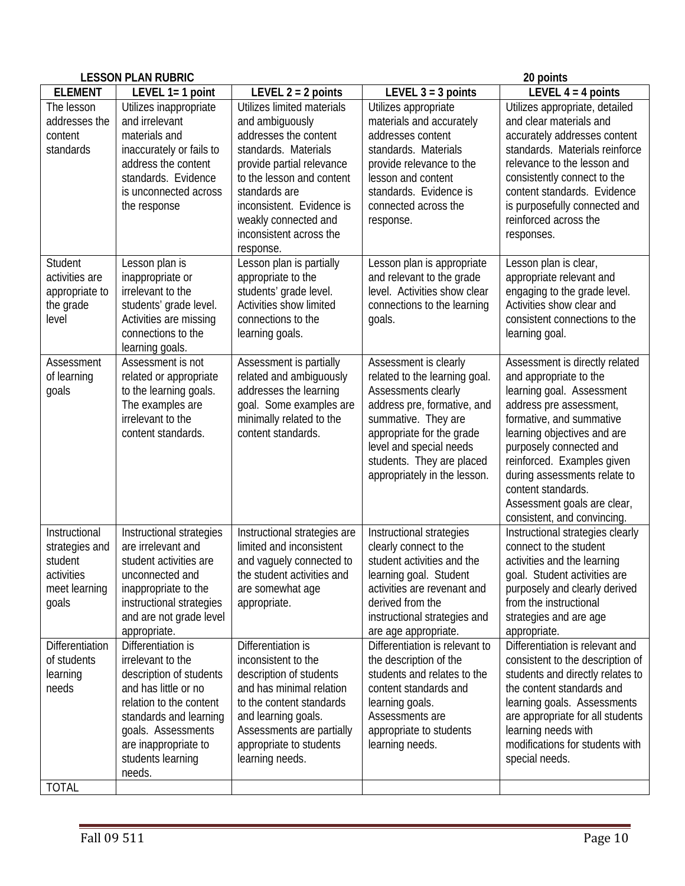**LESSON PLAN RUBRIC** **20 points**

| ELEMENT | LEVEL 1= 1 point | LEVEL 2 = 2 points | LEVEL 3 = 3 points | LEVEL 4 = 4 points |
|---|---|---|---|---|
| The lesson addresses the content standards | Utilizes inappropriate and irrelevant materials and inaccurately or fails to address the content standards. Evidence is unconnected across the response | Utilizes limited materials and ambiguously addresses the content standards. Materials provide partial relevance to the lesson and content standards are inconsistent. Evidence is weakly connected and inconsistent across the response. | Utilizes appropriate materials and accurately addresses content standards. Materials provide relevance to the lesson and content standards. Evidence is connected across the response. | Utilizes appropriate, detailed and clear materials and accurately addresses content standards. Materials reinforce relevance to the lesson and consistently connect to the content standards. Evidence is purposefully connected and reinforced across the responses. |
| Student activities are appropriate to the grade level | Lesson plan is inappropriate or irrelevant to the students' grade level. Activities are missing connections to the learning goals. | Lesson plan is partially appropriate to the students' grade level. Activities show limited connections to the learning goals. | Lesson plan is appropriate and relevant to the grade level. Activities show clear connections to the learning goals. | Lesson plan is clear, appropriate relevant and engaging to the grade level. Activities show clear and consistent connections to the learning goal. |
| Assessment of learning goals | Assessment is not related or appropriate to the learning goals. The examples are irrelevant to the content standards. | Assessment is partially related and ambiguously addresses the learning goal. Some examples are minimally related to the content standards. | Assessment is clearly related to the learning goal. Assessments clearly address pre, formative, and summative. They are appropriate for the grade level and special needs students. They are placed appropriately in the lesson. | Assessment is directly related and appropriate to the learning goal. Assessment address pre assessment, formative, and summative learning objectives and are purposely connected and reinforced. Examples given during assessments relate to content standards. Assessment goals are clear, consistent, and convincing. |
| Instructional strategies and student activities meet learning goals | Instructional strategies are irrelevant and student activities are unconnected and inappropriate to the instructional strategies and are not grade level appropriate. | Instructional strategies are limited and inconsistent and vaguely connected to the student activities and are somewhat age appropriate. | Instructional strategies clearly connect to the student activities and the learning goal. Student activities are revenant and derived from the instructional strategies and are age appropriate. | Instructional strategies clearly connect to the student activities and the learning goal. Student activities are purposely and clearly derived from the instructional strategies and are age appropriate. |
| Differentiation of students learning needs | Differentiation is irrelevant to the description of students and has little or no relation to the content standards and learning goals. Assessments are inappropriate to students learning needs. | Differentiation is inconsistent to the description of students and has minimal relation to the content standards and learning goals. Assessments are partially appropriate to students learning needs. | Differentiation is relevant to the description of the students and relates to the content standards and learning goals. Assessments are appropriate to students learning needs. | Differentiation is relevant and consistent to the description of students and directly relates to the content standards and learning goals. Assessments are appropriate for all students learning needs with modifications for students with special needs. |
| TOTAL | | | | |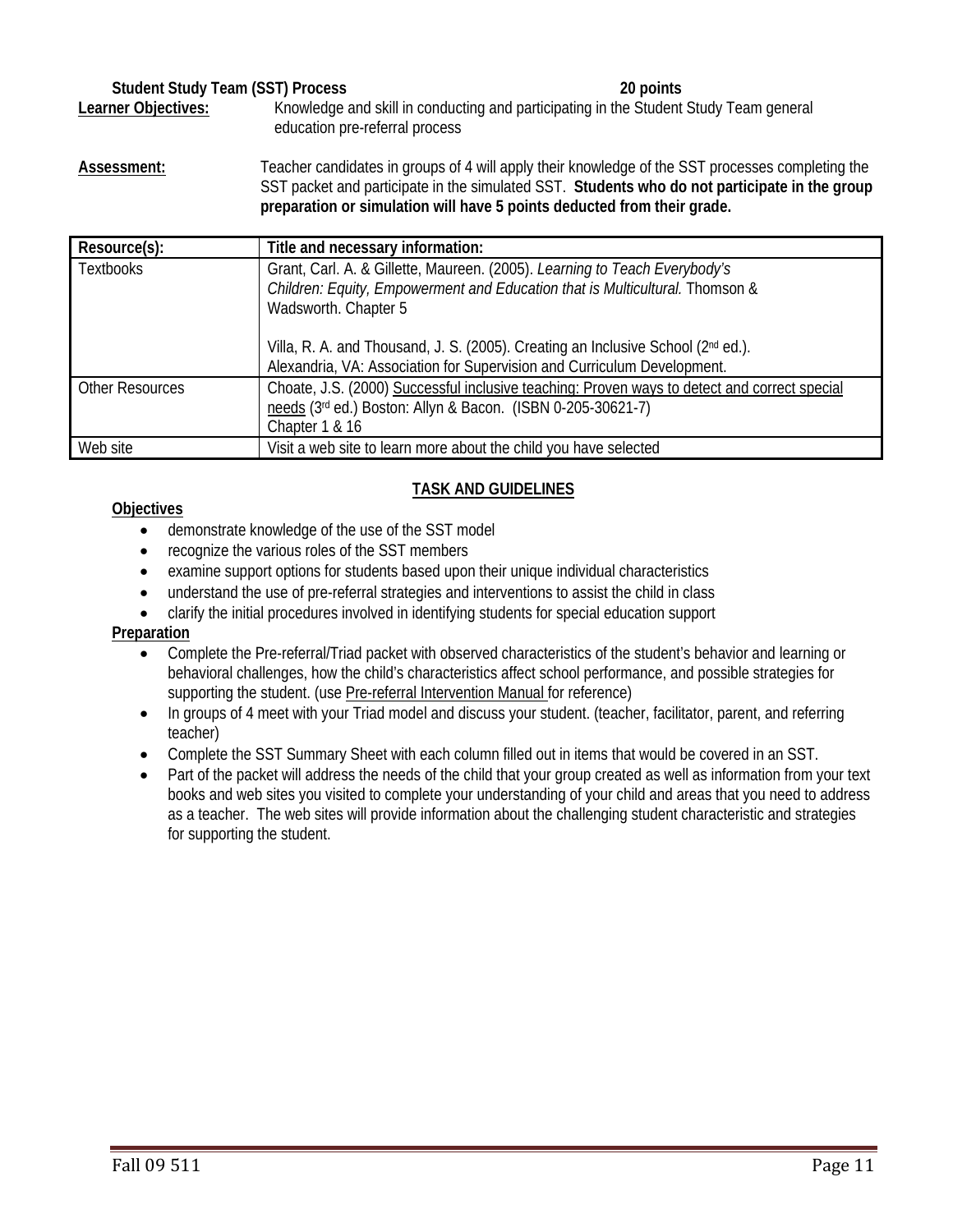**Student Study Team (SST) Process** **20 points**

**Learner Objectives:** Knowledge and skill in conducting and participating in the Student Study Team general education pre-referral process

**Assessment:** Teacher candidates in groups of 4 will apply their knowledge of the SST processes completing the SST packet and participate in the simulated SST. **Students who do not participate in the group preparation or simulation will have 5 points deducted from their grade.**

| Resource(s): | Title and necessary information: |
|---|---|
| Textbooks | Grant, Carl. A. & Gillette, Maureen. (2005). *Learning to Teach Everybody's Children: Equity, Empowerment and Education that is Multicultural.* Thomson & Wadsworth. Chapter 5<br><br>Villa, R. A. and Thousand, J. S. (2005). Creating an Inclusive School (2nd ed.). Alexandria, VA: Association for Supervision and Curriculum Development. |
| Other Resources | Choate, J.S. (2000) Successful inclusive teaching: Proven ways to detect and correct special needs (3rd ed.) Boston: Allyn & Bacon. (ISBN 0-205-30621-7)<br>Chapter 1 & 16 |
| Web site | Visit a web site to learn more about the child you have selected |

## TASK AND GUIDELINES

**Objectives**

- demonstrate knowledge of the use of the SST model
- recognize the various roles of the SST members
- examine support options for students based upon their unique individual characteristics
- understand the use of pre-referral strategies and interventions to assist the child in class
- clarify the initial procedures involved in identifying students for special education support

**Preparation**

- Complete the Pre-referral/Triad packet with observed characteristics of the student's behavior and learning or behavioral challenges, how the child's characteristics affect school performance, and possible strategies for supporting the student. (use Pre-referral Intervention Manual for reference)
- In groups of 4 meet with your Triad model and discuss your student. (teacher, facilitator, parent, and referring teacher)
- Complete the SST Summary Sheet with each column filled out in items that would be covered in an SST.
- Part of the packet will address the needs of the child that your group created as well as information from your text books and web sites you visited to complete your understanding of your child and areas that you need to address as a teacher. The web sites will provide information about the challenging student characteristic and strategies for supporting the student.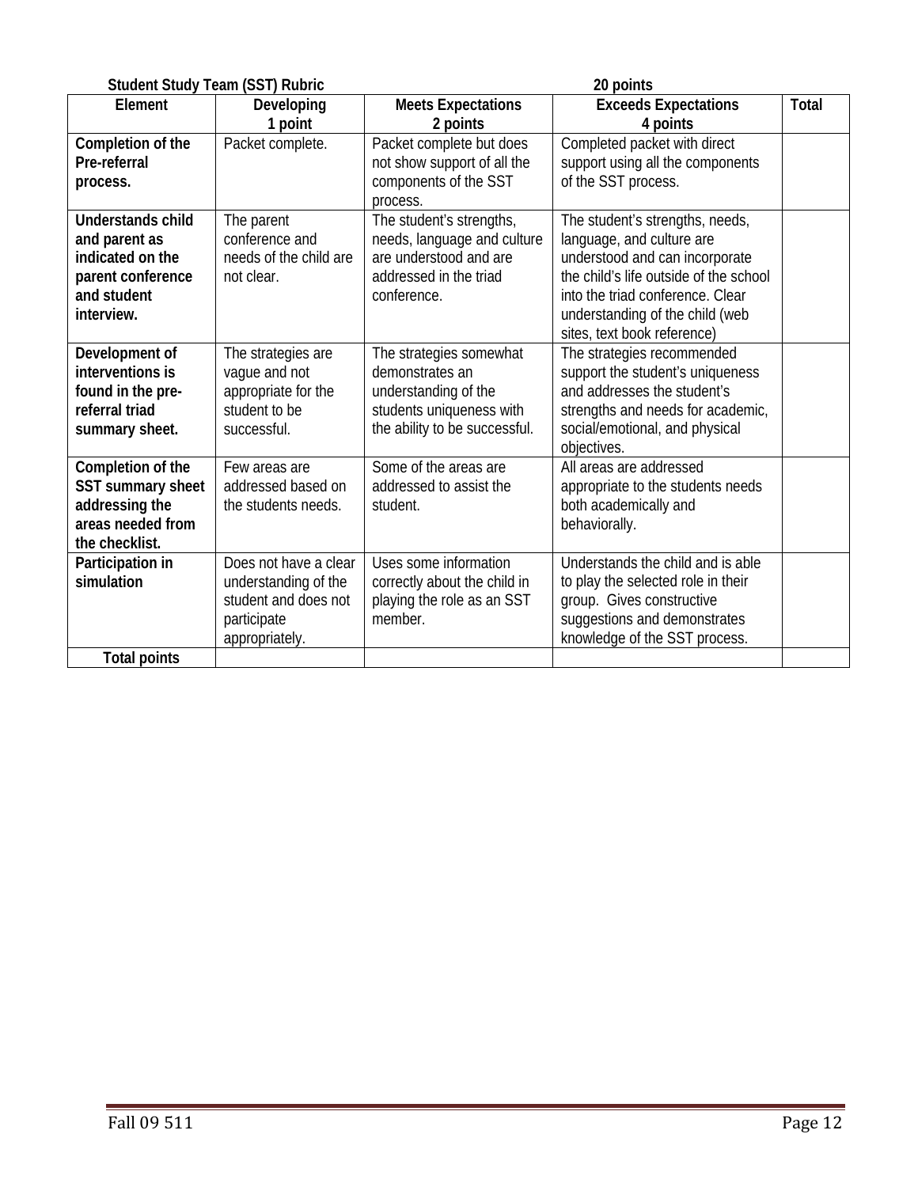**Student Study Team (SST) Rubric 20 points**

| Element | Developing<br>1 point | Meets Expectations<br>2 points | Exceeds Expectations<br>4 points | Total |
|---|---|---|---|---|
| **Completion of the Pre-referral process.** | Packet complete. | Packet complete but does not show support of all the components of the SST process. | Completed packet with direct support using all the components of the SST process. | |
| **Understands child and parent as indicated on the parent conference and student interview.** | The parent conference and needs of the child are not clear. | The student's strengths, needs, language and culture are understood and are addressed in the triad conference. | The student's strengths, needs, language, and culture are understood and can incorporate the child's life outside of the school into the triad conference. Clear understanding of the child (web sites, text book reference) | |
| **Development of interventions is found in the pre-referral triad summary sheet.** | The strategies are vague and not appropriate for the student to be successful. | The strategies somewhat demonstrates an understanding of the students uniqueness with the ability to be successful. | The strategies recommended support the student's uniqueness and addresses the student's strengths and needs for academic, social/emotional, and physical objectives. | |
| **Completion of the SST summary sheet addressing the areas needed from the checklist.** | Few areas are addressed based on the students needs. | Some of the areas are addressed to assist the student. | All areas are addressed appropriate to the students needs both academically and behaviorally. | |
| **Participation in simulation** | Does not have a clear understanding of the student and does not participate appropriately. | Uses some information correctly about the child in playing the role as an SST member. | Understands the child and is able to play the selected role in their group. Gives constructive suggestions and demonstrates knowledge of the SST process. | |
| **Total points** | | | | |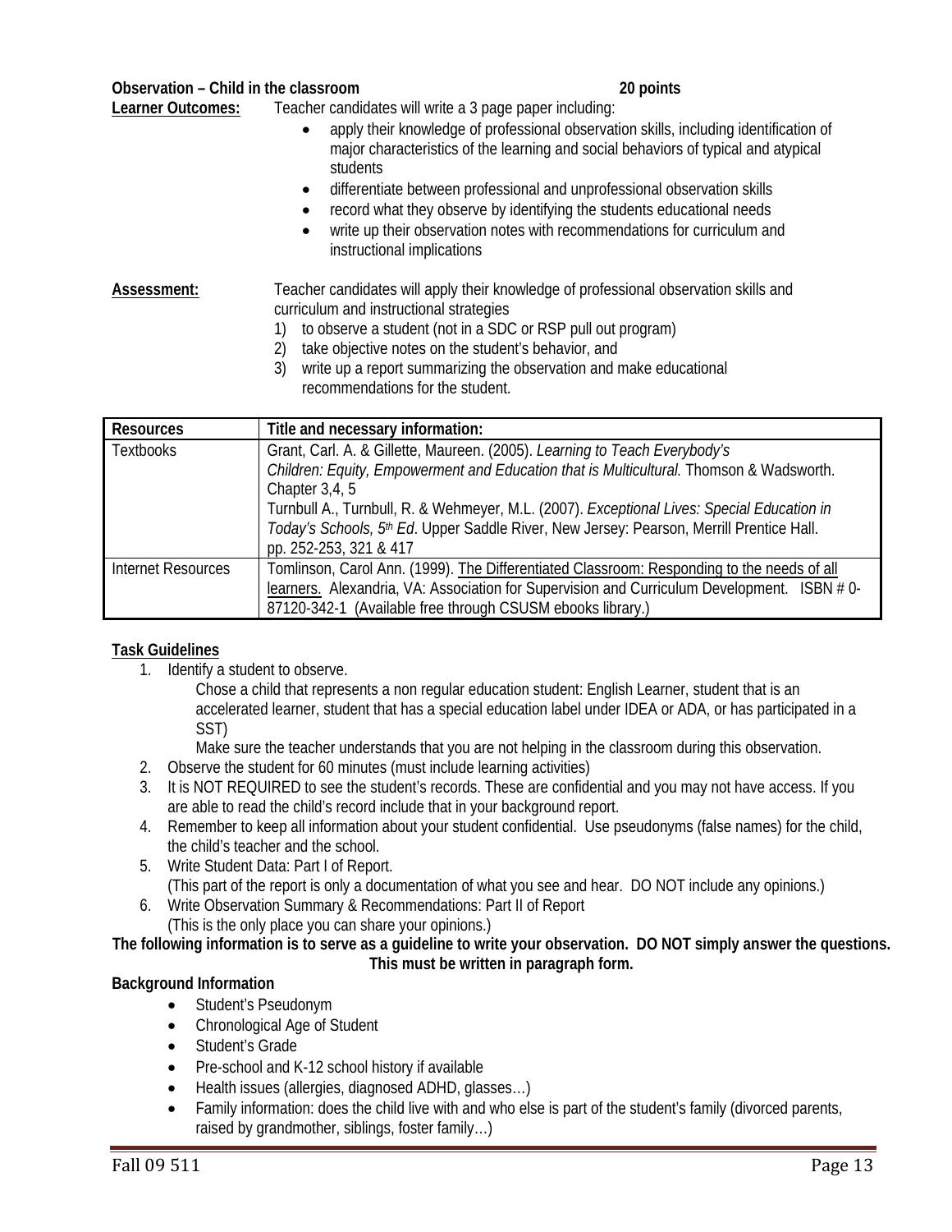**Observation – Child in the classroom** **20 points**

**Learner Outcomes:** Teacher candidates will write a 3 page paper including:

- apply their knowledge of professional observation skills, including identification of major characteristics of the learning and social behaviors of typical and atypical students
- differentiate between professional and unprofessional observation skills
- record what they observe by identifying the students educational needs
- write up their observation notes with recommendations for curriculum and instructional implications

**Assessment:** Teacher candidates will apply their knowledge of professional observation skills and curriculum and instructional strategies

1) to observe a student (not in a SDC or RSP pull out program)
2) take objective notes on the student's behavior, and
3) write up a report summarizing the observation and make educational recommendations for the student.

| Resources | Title and necessary information: |
|---|---|
| Textbooks | Grant, Carl. A. & Gillette, Maureen. (2005). *Learning to Teach Everybody's Children: Equity, Empowerment and Education that is Multicultural.* Thomson & Wadsworth. Chapter 3,4, 5<br>Turnbull A., Turnbull, R. & Wehmeyer, M.L. (2007). *Exceptional Lives: Special Education in Today's Schools, 5th Ed*. Upper Saddle River, New Jersey: Pearson, Merrill Prentice Hall. pp. 252-253, 321 & 417 |
| Internet Resources | Tomlinson, Carol Ann. (1999). The Differentiated Classroom: Responding to the needs of all learners. Alexandria, VA: Association for Supervision and Curriculum Development. ISBN # 0-87120-342-1 (Available free through CSUSM ebooks library.) |

**Task Guidelines**

1. Identify a student to observe.
   Chose a child that represents a non regular education student: English Learner, student that is an accelerated learner, student that has a special education label under IDEA or ADA, or has participated in a SST)
   Make sure the teacher understands that you are not helping in the classroom during this observation.
2. Observe the student for 60 minutes (must include learning activities)
3. It is NOT REQUIRED to see the student's records. These are confidential and you may not have access. If you are able to read the child's record include that in your background report.
4. Remember to keep all information about your student confidential. Use pseudonyms (false names) for the child, the child's teacher and the school.
5. Write Student Data: Part I of Report.
   (This part of the report is only a documentation of what you see and hear. DO NOT include any opinions.)
6. Write Observation Summary & Recommendations: Part II of Report
   (This is the only place you can share your opinions.)

**The following information is to serve as a guideline to write your observation. DO NOT simply answer the questions. This must be written in paragraph form.**

**Background Information**

- Student's Pseudonym
- Chronological Age of Student
- Student's Grade
- Pre-school and K-12 school history if available
- Health issues (allergies, diagnosed ADHD, glasses…)
- Family information: does the child live with and who else is part of the student's family (divorced parents, raised by grandmother, siblings, foster family…)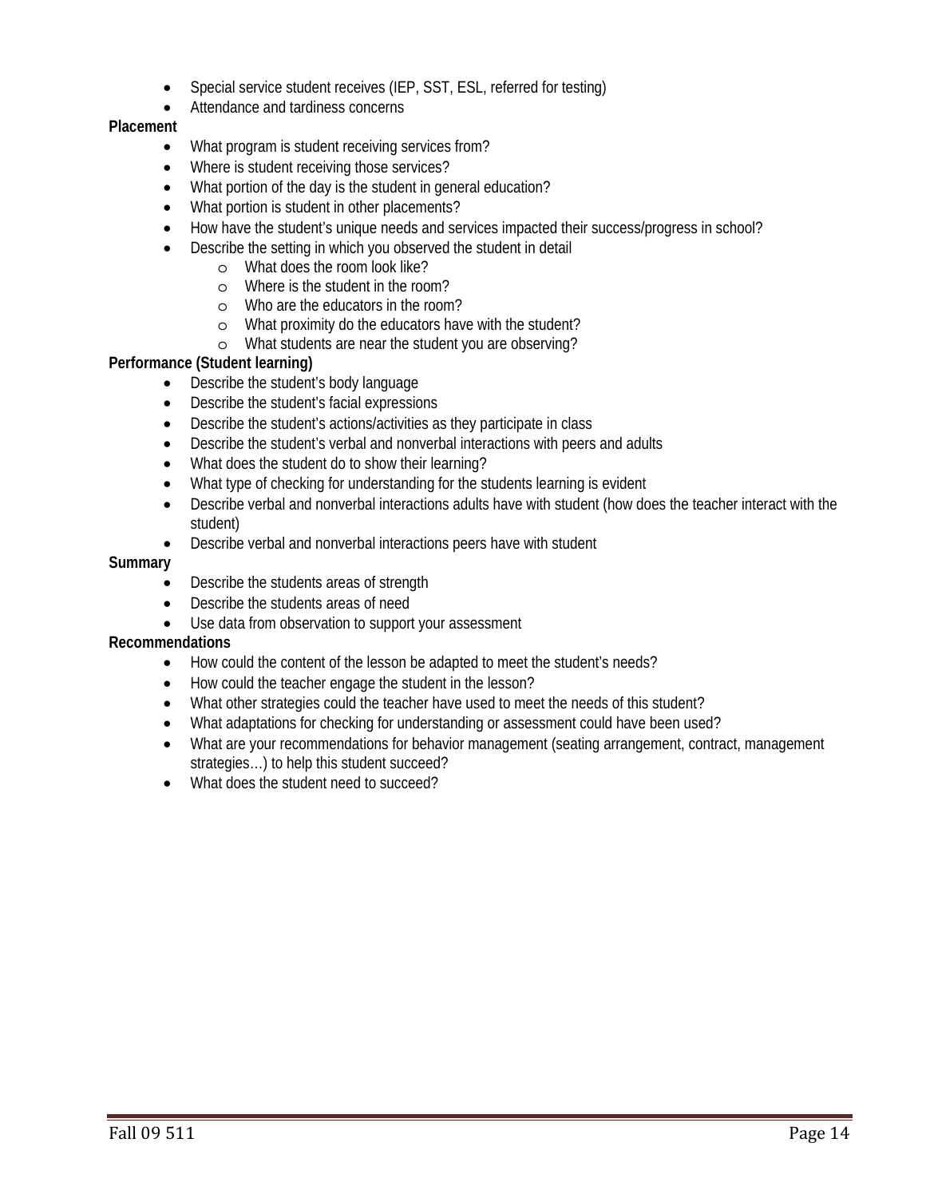- Special service student receives (IEP, SST, ESL, referred for testing)
- Attendance and tardiness concerns

**Placement**

- What program is student receiving services from?
- Where is student receiving those services?
- What portion of the day is the student in general education?
- What portion is student in other placements?
- How have the student's unique needs and services impacted their success/progress in school?
- Describe the setting in which you observed the student in detail
    - What does the room look like?
    - Where is the student in the room?
    - Who are the educators in the room?
    - What proximity do the educators have with the student?
    - What students are near the student you are observing?

**Performance (Student learning)**

- Describe the student's body language
- Describe the student's facial expressions
- Describe the student's actions/activities as they participate in class
- Describe the student's verbal and nonverbal interactions with peers and adults
- What does the student do to show their learning?
- What type of checking for understanding for the students learning is evident
- Describe verbal and nonverbal interactions adults have with student (how does the teacher interact with the student)
- Describe verbal and nonverbal interactions peers have with student

**Summary**

- Describe the students areas of strength
- Describe the students areas of need
- Use data from observation to support your assessment

**Recommendations**

- How could the content of the lesson be adapted to meet the student's needs?
- How could the teacher engage the student in the lesson?
- What other strategies could the teacher have used to meet the needs of this student?
- What adaptations for checking for understanding or assessment could have been used?
- What are your recommendations for behavior management (seating arrangement, contract, management strategies…) to help this student succeed?
- What does the student need to succeed?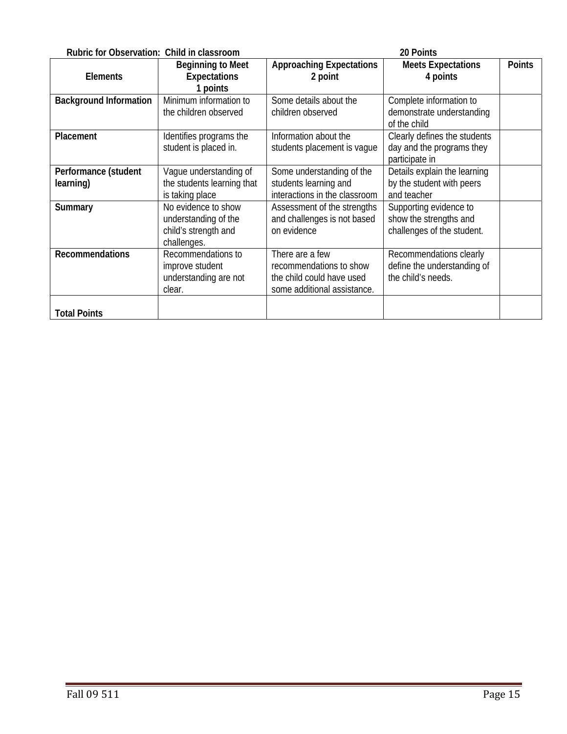**Rubric for Observation: Child in classroom** **20 Points**

| Elements | Beginning to Meet Expectations 1 points | Approaching Expectations 2 point | Meets Expectations 4 points | Points |
|---|---|---|---|---|
| **Background Information** | Minimum information to the children observed | Some details about the children observed | Complete information to demonstrate understanding of the child | |
| **Placement** | Identifies programs the student is placed in. | Information about the students placement is vague | Clearly defines the students day and the programs they participate in | |
| **Performance (student learning)** | Vague understanding of the students learning that is taking place | Some understanding of the students learning and interactions in the classroom | Details explain the learning by the student with peers and teacher | |
| **Summary** | No evidence to show understanding of the child's strength and challenges. | Assessment of the strengths and challenges is not based on evidence | Supporting evidence to show the strengths and challenges of the student. | |
| **Recommendations** | Recommendations to improve student understanding are not clear. | There are a few recommendations to show the child could have used some additional assistance. | Recommendations clearly define the understanding of the child's needs. | |
| **Total Points** | | | | |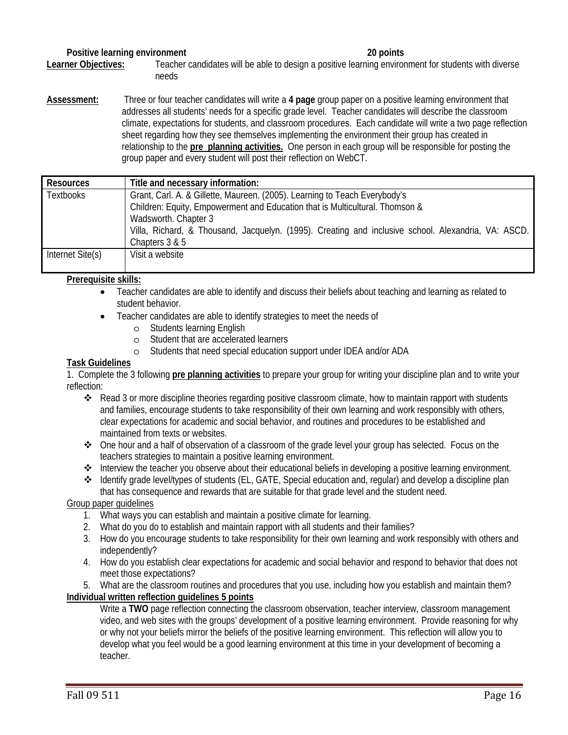**Positive learning environment** **20 points**

**Learner Objectives:** Teacher candidates will be able to design a positive learning environment for students with diverse needs

**Assessment:** Three or four teacher candidates will write a **4 page** group paper on a positive learning environment that addresses all students' needs for a specific grade level. Teacher candidates will describe the classroom climate, expectations for students, and classroom procedures. Each candidate will write a two page reflection sheet regarding how they see themselves implementing the environment their group has created in relationship to the **pre planning activities.** One person in each group will be responsible for posting the group paper and every student will post their reflection on WebCT.

| Resources | Title and necessary information: |
|---|---|
| Textbooks | Grant, Carl. A. & Gillette, Maureen. (2005). Learning to Teach Everybody's Children: Equity, Empowerment and Education that is Multicultural. Thomson & Wadsworth. Chapter 3<br>Villa, Richard, & Thousand, Jacquelyn. (1995). Creating and inclusive school. Alexandria, VA: ASCD. Chapters 3 & 5 |
| Internet Site(s) | Visit a website |

**Prerequisite skills:**

- Teacher candidates are able to identify and discuss their beliefs about teaching and learning as related to student behavior.
- Teacher candidates are able to identify strategies to meet the needs of
  - Students learning English
  - Student that are accelerated learners
  - Students that need special education support under IDEA and/or ADA

**Task Guidelines**

1. Complete the 3 following **pre planning activities** to prepare your group for writing your discipline plan and to write your reflection:
   - Read 3 or more discipline theories regarding positive classroom climate, how to maintain rapport with students and families, encourage students to take responsibility of their own learning and work responsibly with others, clear expectations for academic and social behavior, and routines and procedures to be established and maintained from texts or websites.
   - One hour and a half of observation of a classroom of the grade level your group has selected. Focus on the teachers strategies to maintain a positive learning environment.
   - Interview the teacher you observe about their educational beliefs in developing a positive learning environment.
   - Identify grade level/types of students (EL, GATE, Special education and, regular) and develop a discipline plan that has consequence and rewards that are suitable for that grade level and the student need.

Group paper guidelines

1. What ways you can establish and maintain a positive climate for learning.
2. What do you do to establish and maintain rapport with all students and their families?
3. How do you encourage students to take responsibility for their own learning and work responsibly with others and independently?
4. How do you establish clear expectations for academic and social behavior and respond to behavior that does not meet those expectations?
5. What are the classroom routines and procedures that you use, including how you establish and maintain them?

**Individual written reflection guidelines 5 points**

Write a **TWO** page reflection connecting the classroom observation, teacher interview, classroom management video, and web sites with the groups' development of a positive learning environment. Provide reasoning for why or why not your beliefs mirror the beliefs of the positive learning environment. This reflection will allow you to develop what you feel would be a good learning environment at this time in your development of becoming a teacher.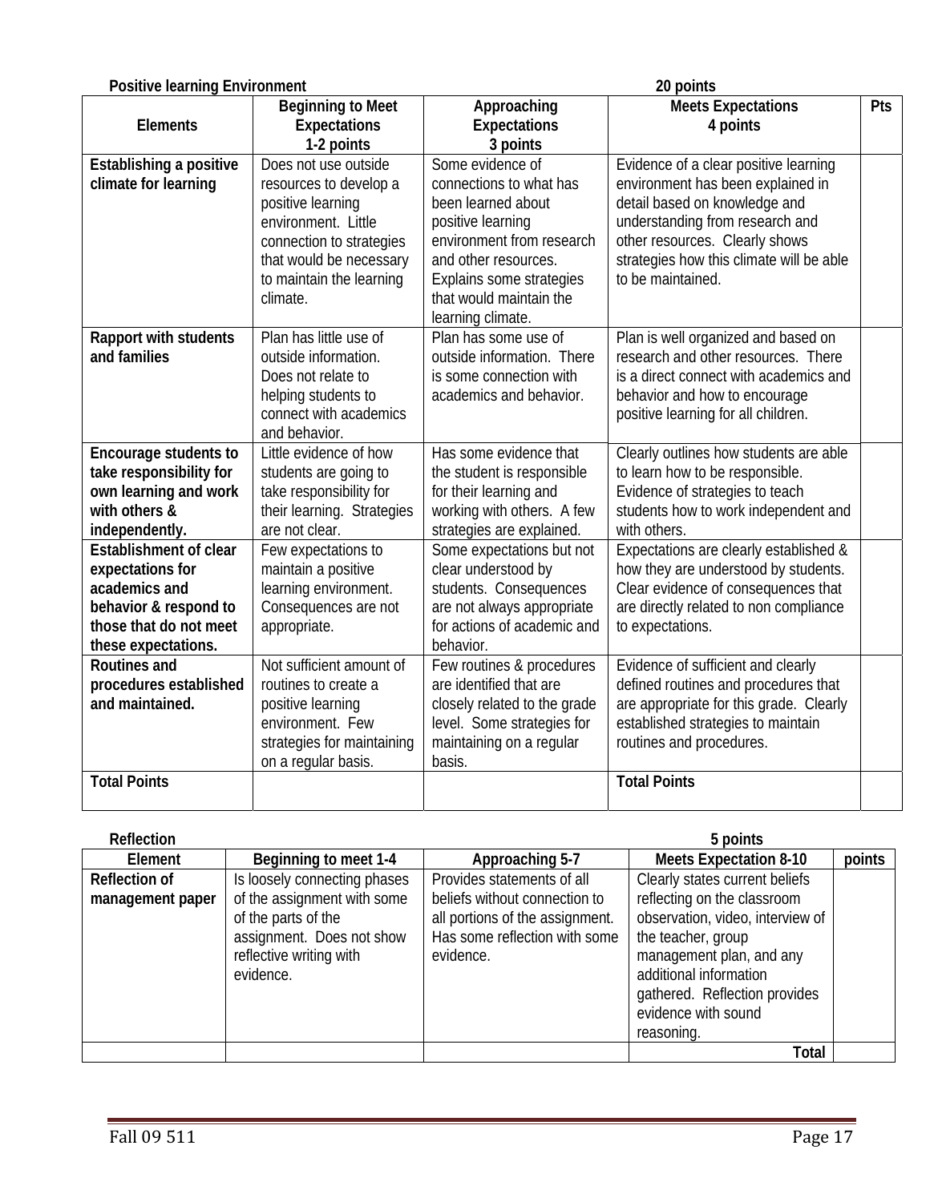**Positive learning Environment** **20 points**

| Elements | Beginning to Meet Expectations 1-2 points | Approaching Expectations 3 points | Meets Expectations 4 points | Pts |
|---|---|---|---|---|
| **Establishing a positive climate for learning** | Does not use outside resources to develop a positive learning environment. Little connection to strategies that would be necessary to maintain the learning climate. | Some evidence of connections to what has been learned about positive learning environment from research and other resources. Explains some strategies that would maintain the learning climate. | Evidence of a clear positive learning environment has been explained in detail based on knowledge and understanding from research and other resources. Clearly shows strategies how this climate will be able to be maintained. | |
| **Rapport with students and families** | Plan has little use of outside information. Does not relate to helping students to connect with academics and behavior. | Plan has some use of outside information. There is some connection with academics and behavior. | Plan is well organized and based on research and other resources. There is a direct connect with academics and behavior and how to encourage positive learning for all children. | |
| **Encourage students to take responsibility for own learning and work with others & independently.** | Little evidence of how students are going to take responsibility for their learning. Strategies are not clear. | Has some evidence that the student is responsible for their learning and working with others. A few strategies are explained. | Clearly outlines how students are able to learn how to be responsible. Evidence of strategies to teach students how to work independent and with others. | |
| **Establishment of clear expectations for academics and behavior & respond to those that do not meet these expectations.** | Few expectations to maintain a positive learning environment. Consequences are not appropriate. | Some expectations but not clear understood by students. Consequences are not always appropriate for actions of academic and behavior. | Expectations are clearly established & how they are understood by students. Clear evidence of consequences that are directly related to non compliance to expectations. | |
| **Routines and procedures established and maintained.** | Not sufficient amount of routines to create a positive learning environment. Few strategies for maintaining on a regular basis. | Few routines & procedures are identified that are closely related to the grade level. Some strategies for maintaining on a regular basis. | Evidence of sufficient and clearly defined routines and procedures that are appropriate for this grade. Clearly established strategies to maintain routines and procedures. | |
| **Total Points** | | | **Total Points** | |

**Reflection** **5 points**

| Element | Beginning to meet 1-4 | Approaching 5-7 | Meets Expectation 8-10 | points |
|---|---|---|---|---|
| **Reflection of management paper** | Is loosely connecting phases of the assignment with some of the parts of the assignment. Does not show reflective writing with evidence. | Provides statements of all beliefs without connection to all portions of the assignment. Has some reflection with some evidence. | Clearly states current beliefs reflecting on the classroom observation, video, interview of the teacher, group management plan, and any additional information gathered. Reflection provides evidence with sound reasoning. | |
| | | | **Total** | |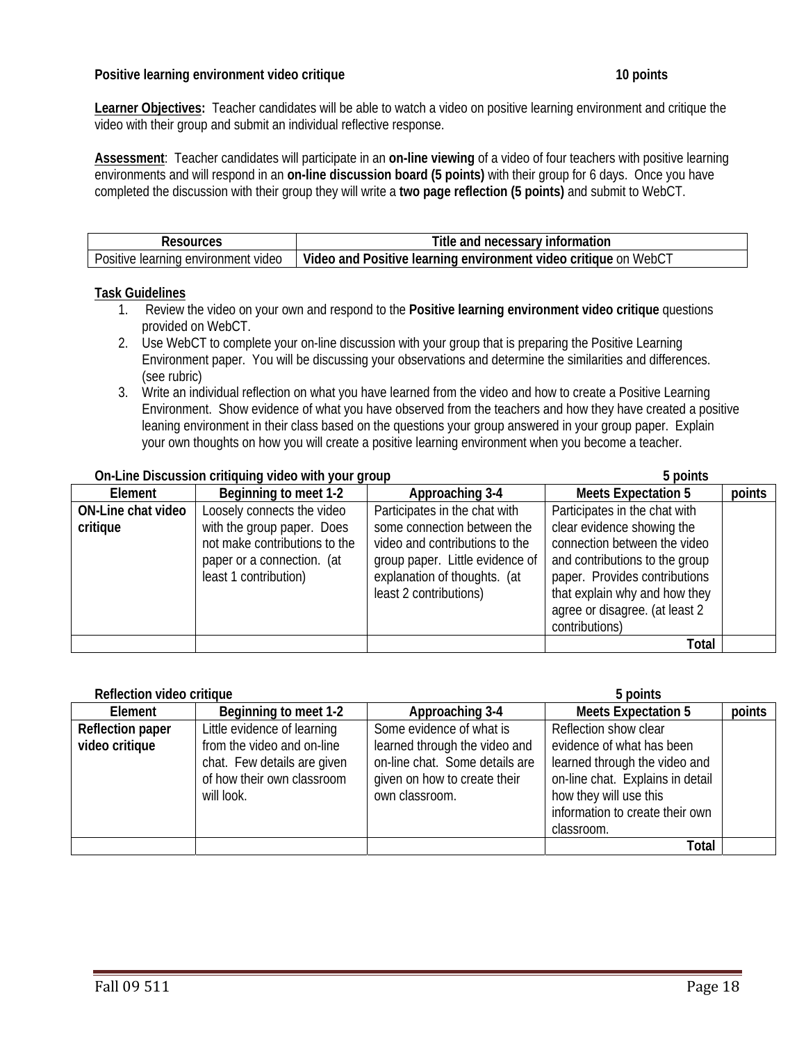**Positive learning environment video critique** **10 points**

**Learner Objectives:** Teacher candidates will be able to watch a video on positive learning environment and critique the video with their group and submit an individual reflective response.

**Assessment**: Teacher candidates will participate in an **on-line viewing** of a video of four teachers with positive learning environments and will respond in an **on-line discussion board (5 points)** with their group for 6 days. Once you have completed the discussion with their group they will write a **two page reflection (5 points)** and submit to WebCT.

| Resources | Title and necessary information |
|---|---|
| Positive learning environment video | **Video and Positive learning environment video critique** on WebCT |

**Task Guidelines**

1. Review the video on your own and respond to the **Positive learning environment video critique** questions provided on WebCT.
2. Use WebCT to complete your on-line discussion with your group that is preparing the Positive Learning Environment paper. You will be discussing your observations and determine the similarities and differences. (see rubric)
3. Write an individual reflection on what you have learned from the video and how to create a Positive Learning Environment. Show evidence of what you have observed from the teachers and how they have created a positive leaning environment in their class based on the questions your group answered in your group paper. Explain your own thoughts on how you will create a positive learning environment when you become a teacher.

**On-Line Discussion critiquing video with your group** **5 points**

| Element | Beginning to meet 1-2 | Approaching 3-4 | Meets Expectation 5 | points |
|---|---|---|---|---|
| **ON-Line chat video critique** | Loosely connects the video with the group paper. Does not make contributions to the paper or a connection. (at least 1 contribution) | Participates in the chat with some connection between the video and contributions to the group paper. Little evidence of explanation of thoughts. (at least 2 contributions) | Participates in the chat with clear evidence showing the connection between the video and contributions to the group paper. Provides contributions that explain why and how they agree or disagree. (at least 2 contributions) | |
| | | | **Total** | |

**Reflection video critique** **5 points**

| Element | Beginning to meet 1-2 | Approaching 3-4 | Meets Expectation 5 | points |
|---|---|---|---|---|
| **Reflection paper video critique** | Little evidence of learning from the video and on-line chat. Few details are given of how their own classroom will look. | Some evidence of what is learned through the video and on-line chat. Some details are given on how to create their own classroom. | Reflection show clear evidence of what has been learned through the video and on-line chat. Explains in detail how they will use this information to create their own classroom. | |
| | | | **Total** | |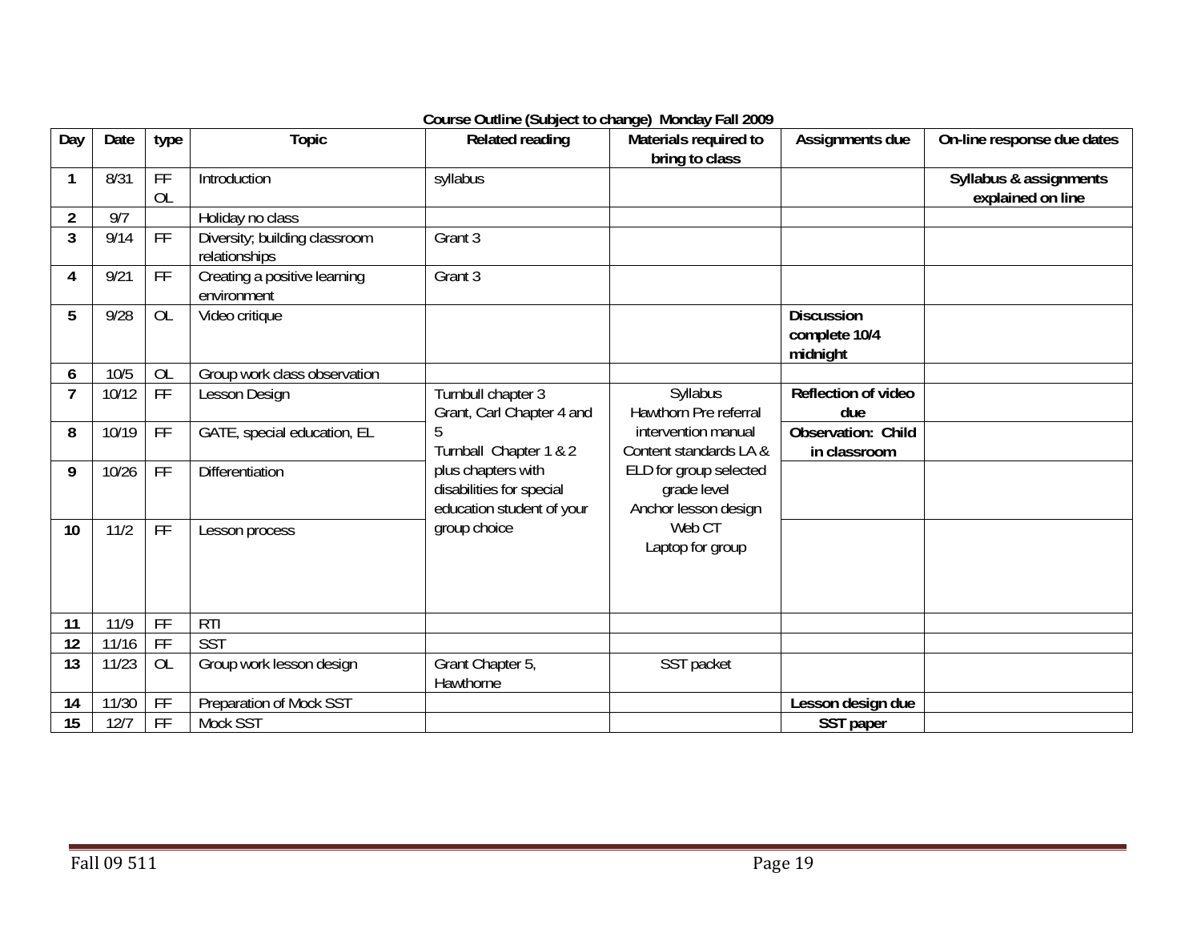**Course Outline (Subject to change) Monday Fall 2009**

| Day | Date | type | Topic | Related reading | Materials required to bring to class | Assignments due | On-line response due dates |
|---|---|---|---|---|---|---|---|
| 1 | 8/31 | FF OL | Introduction | syllabus | | | **Syllabus & assignments explained on line** |
| 2 | 9/7 | | Holiday no class | | | | |
| 3 | 9/14 | FF | Diversity; building classroom relationships | Grant 3 | | | |
| 4 | 9/21 | FF | Creating a positive learning environment | Grant 3 | | | |
| 5 | 9/28 | OL | Video critique | | | **Discussion complete 10/4 midnight** | |
| 6 | 10/5 | OL | Group work class observation | | | | |
| 7 | 10/12 | FF | Lesson Design | Turnbull chapter 3 Grant, Carl Chapter 4 and 5 Turnball Chapter 1 & 2 plus chapters with disabilities for special education student of your group choice | Syllabus Hawthorn Pre referral intervention manual Content standards LA & ELD for group selected grade level Anchor lesson design Web CT Laptop for group | **Reflection of video due** | |
| 8 | 10/19 | FF | GATE, special education, EL | | | **Observation: Child in classroom** | |
| 9 | 10/26 | FF | Differentiation | | | | |
| 10 | 11/2 | FF | Lesson process | | | | |
| 11 | 11/9 | FF | RTI | | | | |
| 12 | 11/16 | FF | SST | | | | |
| 13 | 11/23 | OL | Group work lesson design | Grant Chapter 5, Hawthorne | SST packet | | |
| 14 | 11/30 | FF | Preparation of Mock SST | | | **Lesson design due** | |
| 15 | 12/7 | FF | Mock SST | | | **SST paper** | |